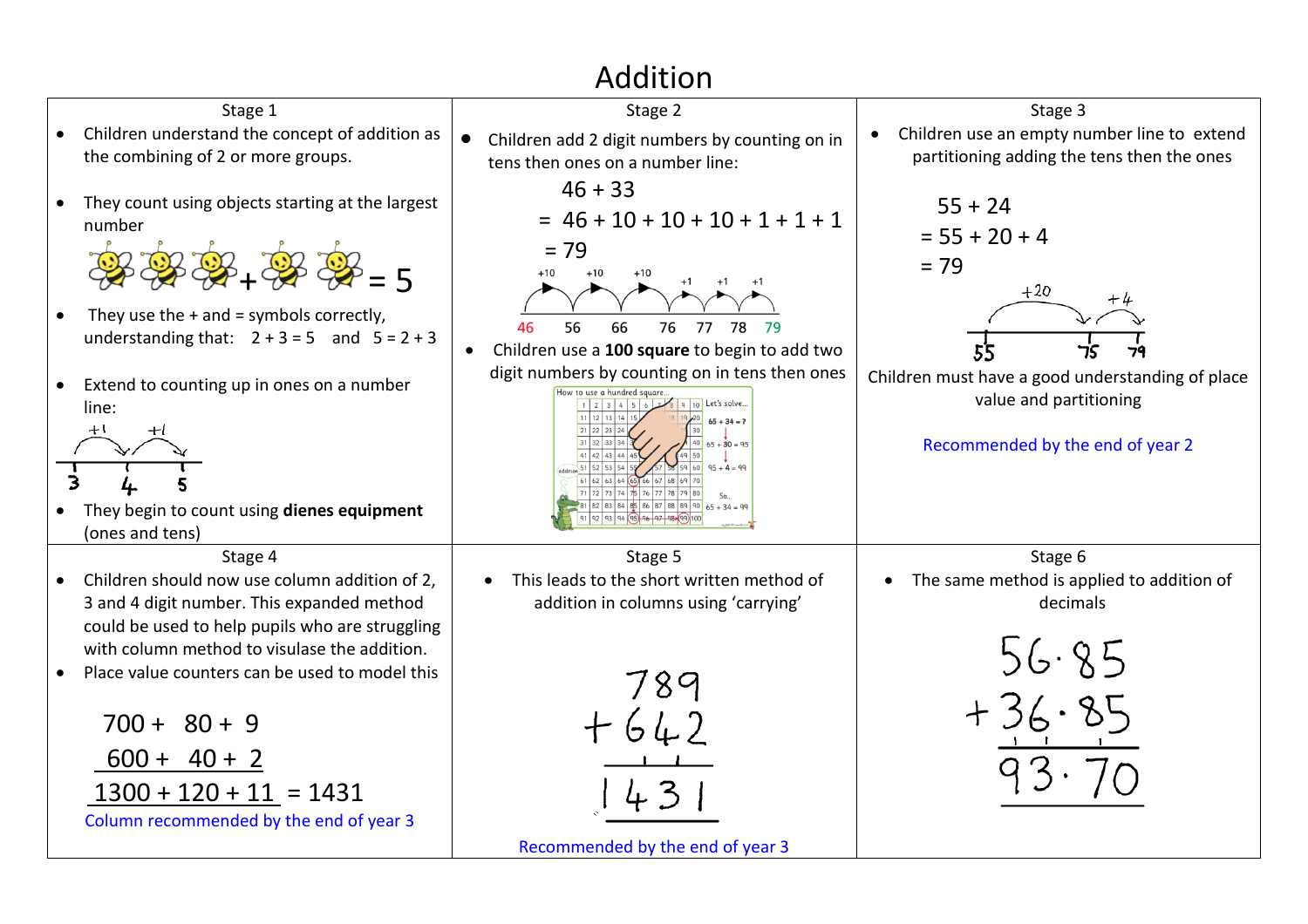# Addition

## Stage 1

- Children understand the concept of addition as the combining of 2 or more groups.
- They count using objects starting at the largest number

  = 5

- They use the + and = symbols correctly, understanding that: $2 + 3 = 5$ and $5 = 2 + 3$
- Extend to counting up in ones on a number line:

  +1 +1

  3 4 5

- They begin to count using **dienes equipment** (ones and tens)

## Stage 2

- Children add 2 digit numbers by counting on in tens then ones on a number line:

$$46 + 33$$
$$= 46 + 10 + 10 + 10 + 1 + 1 + 1$$
$$= 79$$

+10 +10 +10 +1 +1 +1

46 56 66 76 77 78 79

- Children use a **100 square** to begin to add two digit numbers by counting on in tens then ones

How to use a hundred square...

Let's solve... $65 + 34 = ?$

$65 + 30 = 95$

$95 + 4 = 99$

So... $65 + 34 = 99$

## Stage 3

- Children use an empty number line to extend partitioning adding the tens then the ones

$$55 + 24$$
$$= 55 + 20 + 4$$
$$= 79$$

+20 +4

55 75 79

Children must have a good understanding of place value and partitioning

Recommended by the end of year 2

## Stage 4

- Children should now use column addition of 2, 3 and 4 digit number. This expanded method could be used to help pupils who are struggling with column method to visulase the addition.
- Place value counters can be used to model this

$$700 + 80 + 9$$
$$600 + 40 + 2$$
$$1300 + 120 + 11 = 1431$$

Column recommended by the end of year 3

## Stage 5

- This leads to the short written method of addition in columns using 'carrying'

```
  789
+ 642
 ¹ ¹
 1431
```

Recommended by the end of year 3

## Stage 6

- The same method is applied to addition of decimals

```
  56.85
+ 36.85
 ¹ ¹ ¹
  93.70
```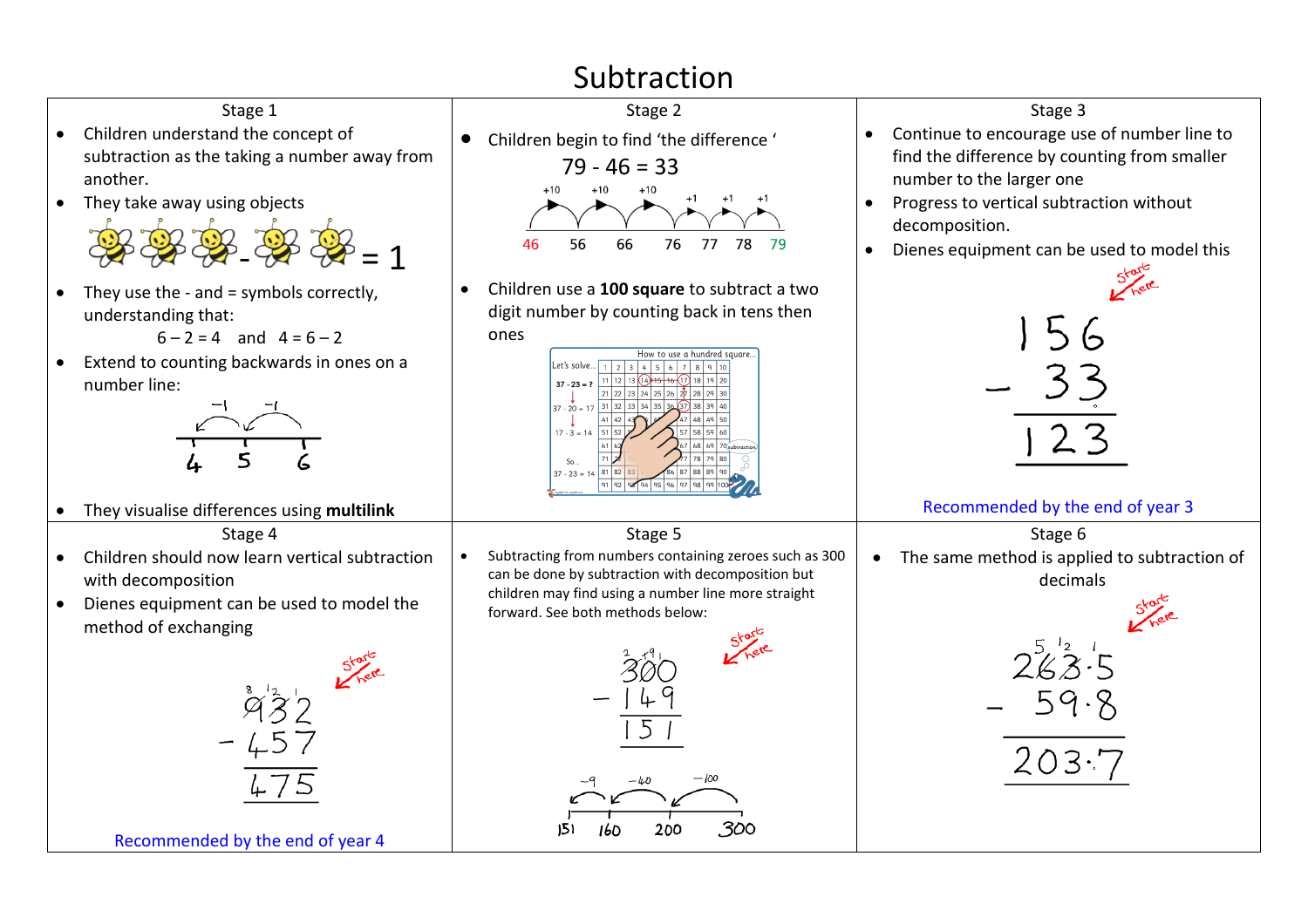# Subtraction

## Stage 1

- Children understand the concept of subtraction as the taking a number away from another.
- They take away using objects

  🐝🐝🐝 - 🐝🐝 = 1

- They use the - and = symbols correctly, understanding that:

  $6 - 2 = 4$ and $4 = 6 - 2$

- Extend to counting backwards in ones on a number line:

  -1 -1

  4 5 6

- They visualise differences using **multilink**

## Stage 2

- Children begin to find 'the difference '

  $79 - 46 = 33$

  +10 +10 +10 +1 +1 +1

  46 56 66 76 77 78 79

- Children use a **100 square** to subtract a two digit number by counting back in tens then ones

  How to use a hundred square...

  Let's solve...

  $37 - 23 = ?$

  $37 - 20 = 17$

  $17 - 3 = 14$

  So...

  $37 - 23 = 14$

## Stage 3

- Continue to encourage use of number line to find the difference by counting from smaller number to the larger one
- Progress to vertical subtraction without decomposition.
- Dienes equipment can be used to model this

  Start here

```
  156
-  33
  123
```

Recommended by the end of year 3

## Stage 4

- Children should now learn vertical subtraction with decomposition
- Dienes equipment can be used to model the method of exchanging

  Start here

```
  8 12 1
  9  3  2
- 4  5  7
  4  7  5
```

Recommended by the end of year 4

## Stage 5

- Subtracting from numbers containing zeroes such as 300 can be done by subtraction with decomposition but children may find using a number line more straight forward. See both methods below:

  Start here

```
  2 ⁹ 1
  3 0 0
- 1 4 9
  1 5 1
```

  -9 -40 -100

  151 160 200 300

## Stage 6

- The same method is applied to subtraction of decimals

  Start here

```
   5 12 1
  2 6 3 . 5
-   5 9 . 8
  2 0 3 . 7
```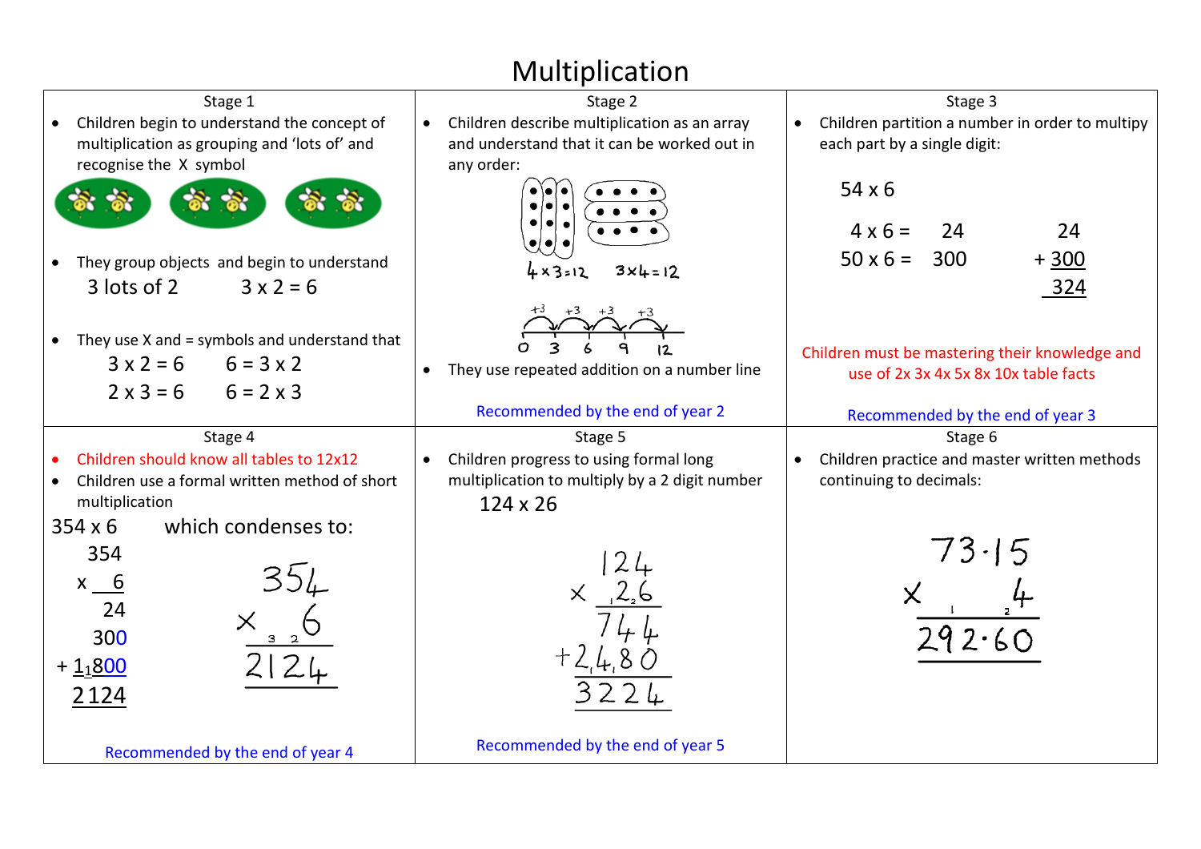# Multiplication

## Stage 1

- Children begin to understand the concept of multiplication as grouping and 'lots of' and recognise the X symbol
- They group objects and begin to understand

  3 lots of 2 $\quad$ 3 x 2 = 6

- They use X and = symbols and understand that

  3 x 2 = 6 $\quad$ 6 = 3 x 2

  2 x 3 = 6 $\quad$ 6 = 2 x 3

## Stage 2

- Children describe multiplication as an array and understand that it can be worked out in any order:

  4 x 3 = 12 $\quad$ 3 x 4 = 12

  +3 +3 +3 +3

  0 3 6 9 12

- They use repeated addition on a number line

Recommended by the end of year 2

## Stage 3

- Children partition a number in order to multipy each part by a single digit:

54 x 6

4 x 6 = 24

50 x 6 = 300

```
   24
+ 300
  324
```

Children must be mastering their knowledge and use of 2x 3x 4x 5x 8x 10x table facts

Recommended by the end of year 3

## Stage 4

- Children should know all tables to 12x12
- Children use a formal written method of short multiplication

354 x 6 $\quad$ which condenses to:

```
    354
  x   6
     24
    300
+ 1₁800
  2124
```

```
   354
 x ₃ ₂6
  2124
```

Recommended by the end of year 4

## Stage 5

- Children progress to using formal long multiplication to multiply by a 2 digit number

124 x 26

```
     124
 x  ₁2₂6
     744
+ 2₁4₁80
    3224
```

Recommended by the end of year 5

## Stage 6

- Children practice and master written methods continuing to decimals:

```
   73·15
x ₁    ₂4
  292·60
```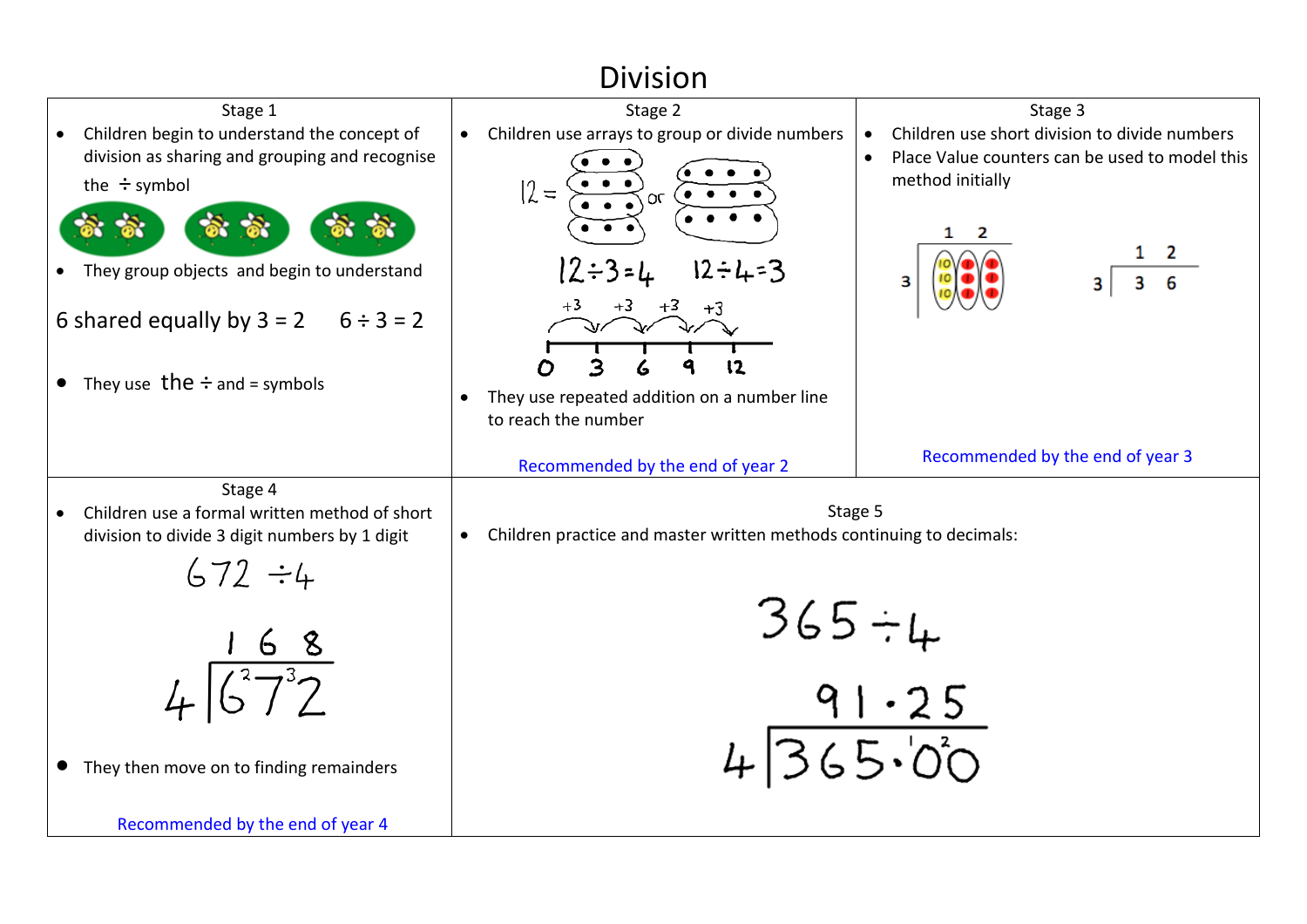# Division

| Stage 1 | Stage 2 | Stage 3 |
|---|---|---|
| • Children begin to understand the concept of division as sharing and grouping and recognise the ÷ symbol<br>• They group objects and begin to understand<br>6 shared equally by 3 = 2 $\quad$ 6 ÷ 3 = 2<br>• They use the ÷ and = symbols | • Children use arrays to group or divide numbers<br>12 = (3 groups of 4) or (4 groups of 3)<br>12 ÷ 3 = 4 $\quad$ 12 ÷ 4 = 3<br>+3 +3 +3 +3<br>0 3 6 9 12<br>• They use repeated addition on a number line to reach the number<br><br>Recommended by the end of year 2 | • Children use short division to divide numbers<br>• Place Value counters can be used to model this method initially<br>$3 \overline{) 36}$ = 12<br><br>Recommended by the end of year 3 |

| Stage 4 | Stage 5 |
|---|---|
| • Children use a formal written method of short division to divide 3 digit numbers by 1 digit<br>672 ÷ 4<br>$4 \overline{) 6{}^{2}7{}^{3}2}$ = 168<br>• They then move on to finding remainders<br><br>Recommended by the end of year 4 | • Children practice and master written methods continuing to decimals:<br>365 ÷ 4<br>$4 \overline{) 365.{}^{1}0{}^{2}0}$ = 91.25 |